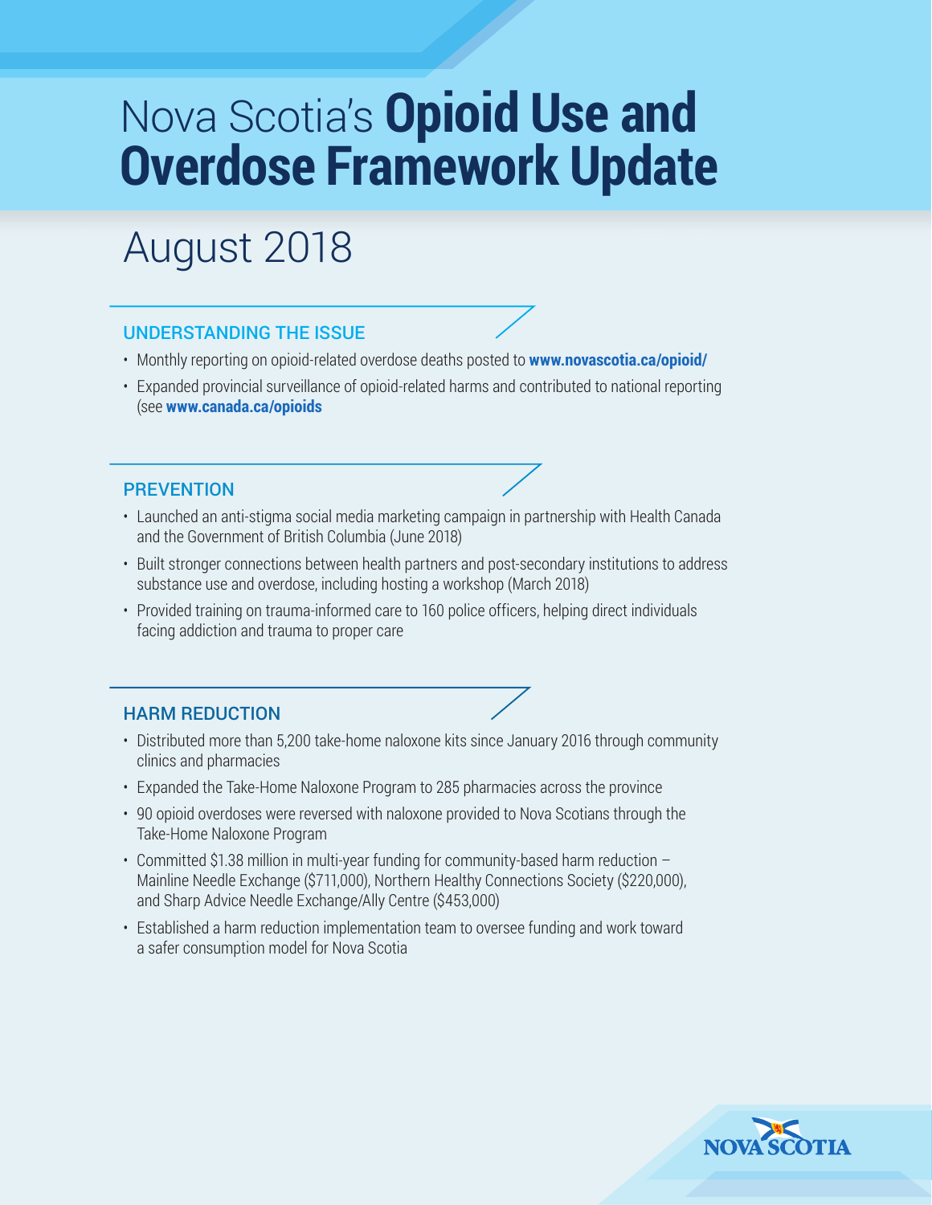# Nova Scotia's **Opioid Use and Overdose Framework Update**

## August 2018

### UNDERSTANDING THE ISSUE

- Monthly reporting on opioid-related overdose deaths posted to **www.novascotia.ca/opioid/**
- Expanded provincial surveillance of opioid-related harms and contributed to national reporting (see **www.canada.ca/opioids**

### PREVENTION

- Launched an anti-stigma social media marketing campaign in partnership with Health Canada and the Government of British Columbia (June 2018)
- Built stronger connections between health partners and post-secondary institutions to address substance use and overdose, including hosting a workshop (March 2018)
- Provided training on trauma-informed care to 160 police officers, helping direct individuals facing addiction and trauma to proper care

### HARM REDUCTION

- Distributed more than 5,200 take-home naloxone kits since January 2016 through community clinics and pharmacies
- Expanded the Take-Home Naloxone Program to 285 pharmacies across the province
- 90 opioid overdoses were reversed with naloxone provided to Nova Scotians through the Take-Home Naloxone Program
- Committed $1.38 million in multi-year funding for community-based harm reduction – Mainline Needle Exchange ($711,000), Northern Healthy Connections Society ($220,000), and Sharp Advice Needle Exchange/Ally Centre ($453,000)
- Established a harm reduction implementation team to oversee funding and work toward a safer consumption model for Nova Scotia

NOVA SCOTIA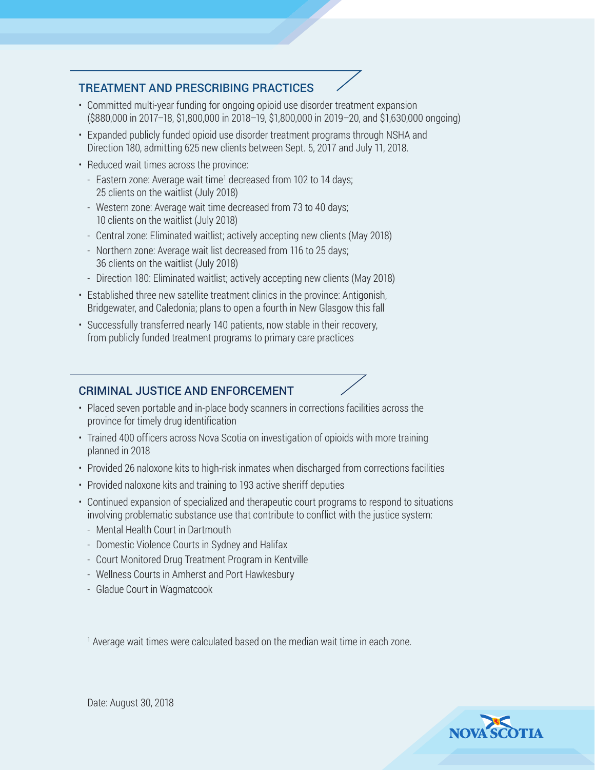## TREATMENT AND PRESCRIBING PRACTICES

- Committed multi-year funding for ongoing opioid use disorder treatment expansion ($880,000 in 2017–18, $1,800,000 in 2018–19, $1,800,000 in 2019–20, and $1,630,000 ongoing)
- Expanded publicly funded opioid use disorder treatment programs through NSHA and Direction 180, admitting 625 new clients between Sept. 5, 2017 and July 11, 2018.
- Reduced wait times across the province:
  - Eastern zone: Average wait time[1] decreased from 102 to 14 days; 25 clients on the waitlist (July 2018)
  - Western zone: Average wait time decreased from 73 to 40 days; 10 clients on the waitlist (July 2018)
  - Central zone: Eliminated waitlist; actively accepting new clients (May 2018)
  - Northern zone: Average wait list decreased from 116 to 25 days; 36 clients on the waitlist (July 2018)
  - Direction 180: Eliminated waitlist; actively accepting new clients (May 2018)
- Established three new satellite treatment clinics in the province: Antigonish, Bridgewater, and Caledonia; plans to open a fourth in New Glasgow this fall
- Successfully transferred nearly 140 patients, now stable in their recovery, from publicly funded treatment programs to primary care practices

## CRIMINAL JUSTICE AND ENFORCEMENT

- Placed seven portable and in-place body scanners in corrections facilities across the province for timely drug identification
- Trained 400 officers across Nova Scotia on investigation of opioids with more training planned in 2018
- Provided 26 naloxone kits to high-risk inmates when discharged from corrections facilities
- Provided naloxone kits and training to 193 active sheriff deputies
- Continued expansion of specialized and therapeutic court programs to respond to situations involving problematic substance use that contribute to conflict with the justice system:
  - Mental Health Court in Dartmouth
  - Domestic Violence Courts in Sydney and Halifax
  - Court Monitored Drug Treatment Program in Kentville
  - Wellness Courts in Amherst and Port Hawkesbury
  - Gladue Court in Wagmatcook

[1] Average wait times were calculated based on the median wait time in each zone.

Date: August 30, 2018

NOVA SCOTIA